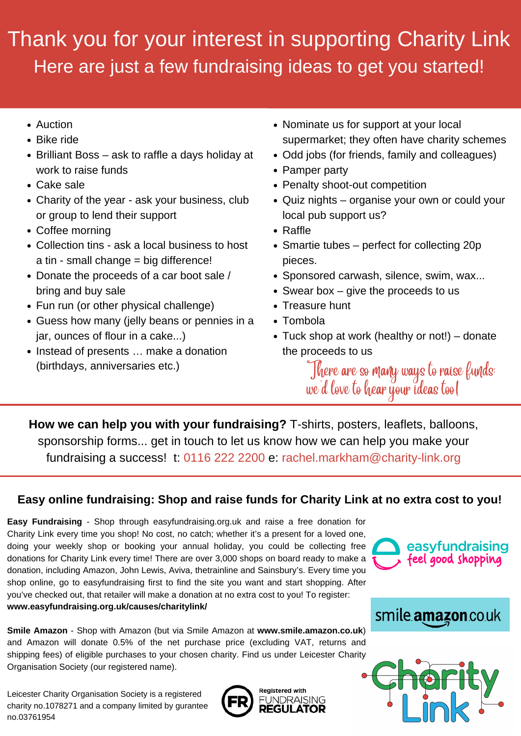# Thank you for your interest in supporting Charity Link

## Here are just a few fundraising ideas to get you started!

- Auction
- Bike ride
- Brilliant Boss – ask to raffle a days holiday at work to raise funds
- Cake sale
- Charity of the year - ask your business, club or group to lend their support
- Coffee morning
- Collection tins - ask a local business to host a tin - small change = big difference!
- Donate the proceeds of a car boot sale / bring and buy sale
- Fun run (or other physical challenge)
- Guess how many (jelly beans or pennies in a jar, ounces of flour in a cake...)
- Instead of presents … make a donation (birthdays, anniversaries etc.)
- Nominate us for support at your local supermarket; they often have charity schemes
- Odd jobs (for friends, family and colleagues)
- Pamper party
- Penalty shoot-out competition
- Quiz nights – organise your own or could your local pub support us?
- Raffle
- Smartie tubes – perfect for collecting 20p pieces.
- Sponsored carwash, silence, swim, wax...
- Swear box – give the proceeds to us
- Treasure hunt
- Tombola
- Tuck shop at work (healthy or not!) – donate the proceeds to us

*There are so many ways to raise funds: we'd love to hear your ideas too!*

**How we can help you with your fundraising?** T-shirts, posters, leaflets, balloons, sponsorship forms... get in touch to let us know how we can help you make your fundraising a success! t: 0116 222 2200 e: rachel.markham@charity-link.org

## Easy online fundraising: Shop and raise funds for Charity Link at no extra cost to you!

**Easy Fundraising** - Shop through easyfundraising.org.uk and raise a free donation for Charity Link every time you shop! No cost, no catch; whether it's a present for a loved one, doing your weekly shop or booking your annual holiday, you could be collecting free donations for Charity Link every time! There are over 3,000 shops on board ready to make a donation, including Amazon, John Lewis, Aviva, thetrainline and Sainsbury's. Every time you shop online, go to easyfundraising first to find the site you want and start shopping. After you've checked out, that retailer will make a donation at no extra cost to you! To register: **www.easyfundraising.org.uk/causes/charitylink/**

easyfundraising feel good shopping

**Smile Amazon** - Shop with Amazon (but via Smile Amazon at **www.smile.amazon.co.uk**) and Amazon will donate 0.5% of the net purchase price (excluding VAT, returns and shipping fees) of eligible purchases to your chosen charity. Find us under Leicester Charity Organisation Society (our registered name).

smile.amazon.co.uk

Leicester Charity Organisation Society is a registered charity no.1078271 and a company limited by gurantee no.03761954

Registered with FUNDRAISING REGULATOR

Charity Link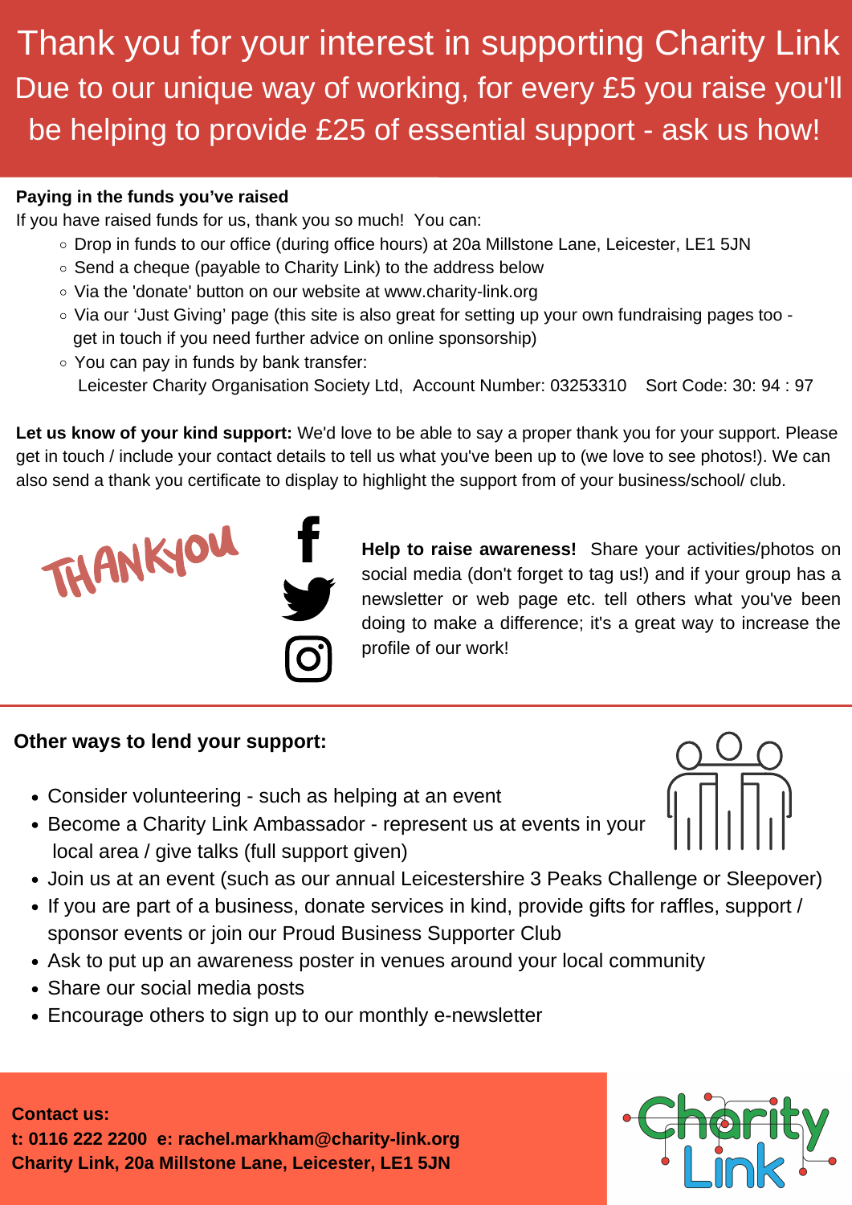# Thank you for your interest in supporting Charity Link

## Due to our unique way of working, for every £5 you raise you'll be helping to provide £25 of essential support - ask us how!

**Paying in the funds you've raised**

If you have raised funds for us, thank you so much! You can:

- Drop in funds to our office (during office hours) at 20a Millstone Lane, Leicester, LE1 5JN
- Send a cheque (payable to Charity Link) to the address below
- Via the 'donate' button on our website at www.charity-link.org
- Via our 'Just Giving' page (this site is also great for setting up your own fundraising pages too - get in touch if you need further advice on online sponsorship)
- You can pay in funds by bank transfer:
  Leicester Charity Organisation Society Ltd, Account Number: 03253310 Sort Code: 30: 94 : 97

**Let us know of your kind support:** We'd love to be able to say a proper thank you for your support. Please get in touch / include your contact details to tell us what you've been up to (we love to see photos!). We can also send a thank you certificate to display to highlight the support from of your business/school/ club.

THANKYOU

**Help to raise awareness!** Share your activities/photos on social media (don't forget to tag us!) and if your group has a newsletter or web page etc. tell others what you've been doing to make a difference; it's a great way to increase the profile of our work!

**Other ways to lend your support:**

- Consider volunteering - such as helping at an event
- Become a Charity Link Ambassador - represent us at events in your local area / give talks (full support given)
- Join us at an event (such as our annual Leicestershire 3 Peaks Challenge or Sleepover)
- If you are part of a business, donate services in kind, provide gifts for raffles, support / sponsor events or join our Proud Business Supporter Club
- Ask to put up an awareness poster in venues around your local community
- Share our social media posts
- Encourage others to sign up to our monthly e-newsletter

**Contact us:**
**t: 0116 222 2200 e: rachel.markham@charity-link.org**
**Charity Link, 20a Millstone Lane, Leicester, LE1 5JN**

Charity Link